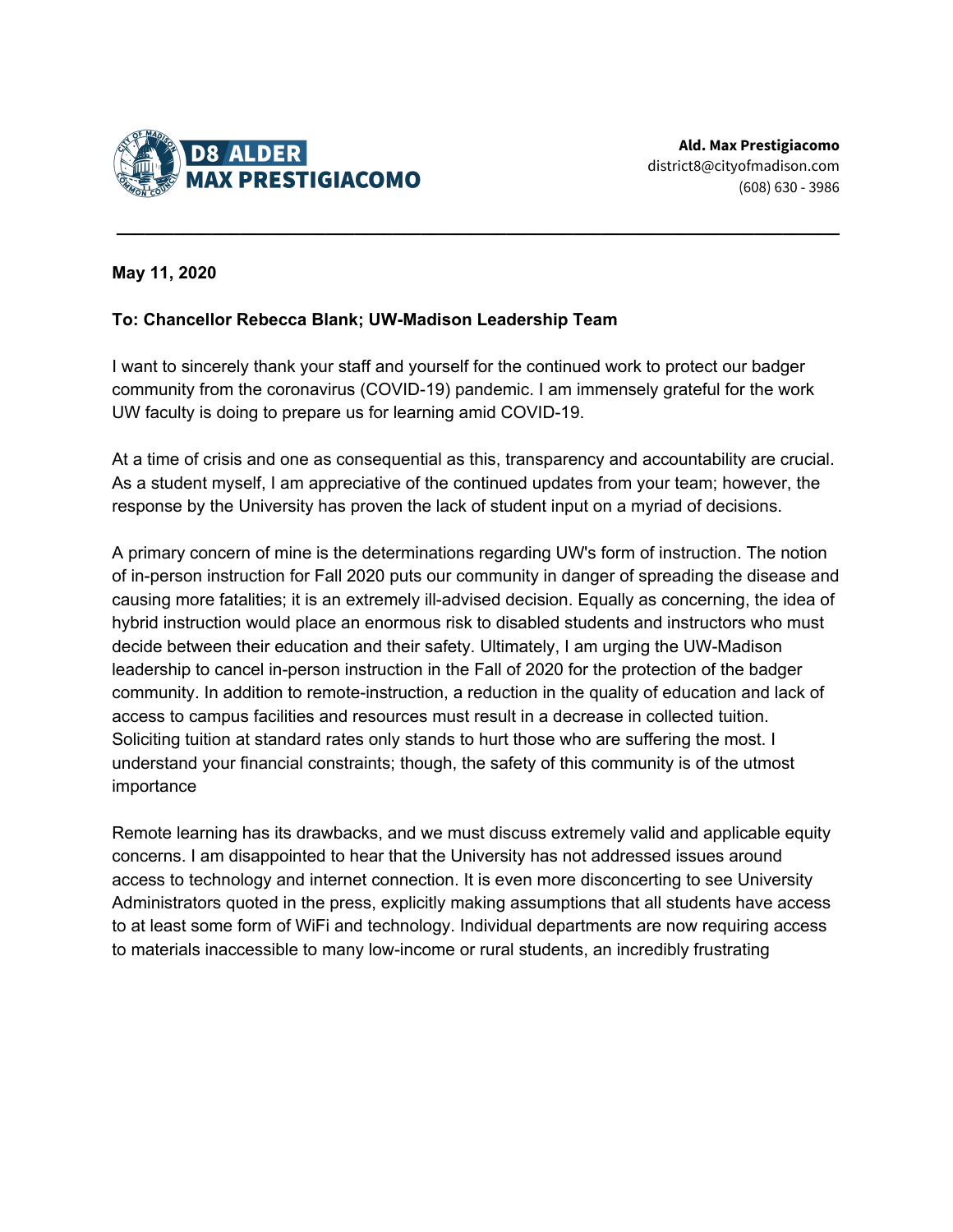**D8 ALDER**
**MAX PRESTIGIACOMO**

**Ald. Max Prestigiacomo**
district8@cityofmadison.com
(608) 630 - 3986

---

**May 11, 2020**

**To: Chancellor Rebecca Blank; UW-Madison Leadership Team**

I want to sincerely thank your staff and yourself for the continued work to protect our badger community from the coronavirus (COVID-19) pandemic. I am immensely grateful for the work UW faculty is doing to prepare us for learning amid COVID-19.

At a time of crisis and one as consequential as this, transparency and accountability are crucial. As a student myself, I am appreciative of the continued updates from your team; however, the response by the University has proven the lack of student input on a myriad of decisions.

A primary concern of mine is the determinations regarding UW's form of instruction. The notion of in-person instruction for Fall 2020 puts our community in danger of spreading the disease and causing more fatalities; it is an extremely ill-advised decision. Equally as concerning, the idea of hybrid instruction would place an enormous risk to disabled students and instructors who must decide between their education and their safety. Ultimately, I am urging the UW-Madison leadership to cancel in-person instruction in the Fall of 2020 for the protection of the badger community. In addition to remote-instruction, a reduction in the quality of education and lack of access to campus facilities and resources must result in a decrease in collected tuition. Soliciting tuition at standard rates only stands to hurt those who are suffering the most. I understand your financial constraints; though, the safety of this community is of the utmost importance

Remote learning has its drawbacks, and we must discuss extremely valid and applicable equity concerns. I am disappointed to hear that the University has not addressed issues around access to technology and internet connection. It is even more disconcerting to see University Administrators quoted in the press, explicitly making assumptions that all students have access to at least some form of WiFi and technology. Individual departments are now requiring access to materials inaccessible to many low-income or rural students, an incredibly frustrating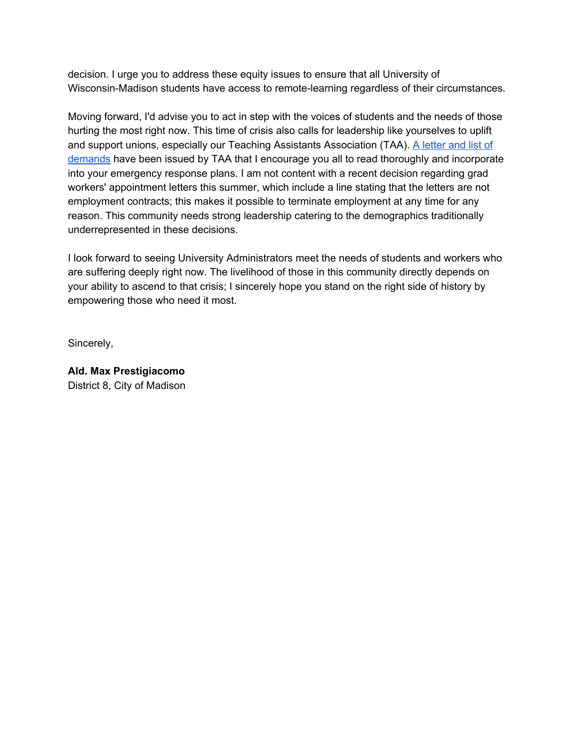decision. I urge you to address these equity issues to ensure that all University of Wisconsin-Madison students have access to remote-learning regardless of their circumstances.

Moving forward, I'd advise you to act in step with the voices of students and the needs of those hurting the most right now. This time of crisis also calls for leadership like yourselves to uplift and support unions, especially our Teaching Assistants Association (TAA). A letter and list of demands have been issued by TAA that I encourage you all to read thoroughly and incorporate into your emergency response plans. I am not content with a recent decision regarding grad workers' appointment letters this summer, which include a line stating that the letters are not employment contracts; this makes it possible to terminate employment at any time for any reason. This community needs strong leadership catering to the demographics traditionally underrepresented in these decisions.

I look forward to seeing University Administrators meet the needs of students and workers who are suffering deeply right now. The livelihood of those in this community directly depends on your ability to ascend to that crisis; I sincerely hope you stand on the right side of history by empowering those who need it most.

Sincerely,

**Ald. Max Prestigiacomo**
District 8, City of Madison